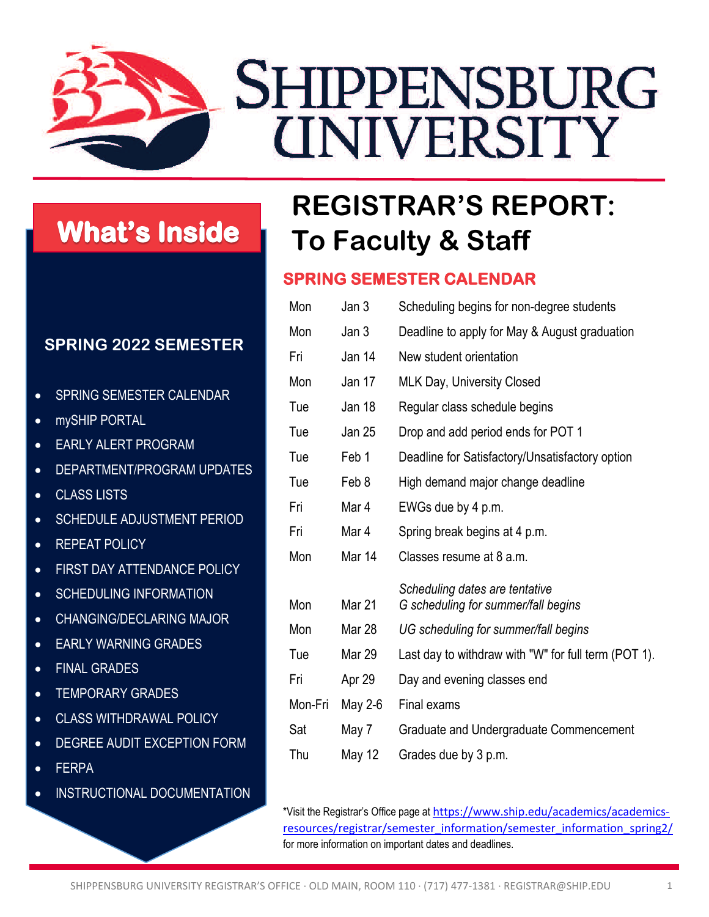# SHIPPENSBURG UNIVERSITY

## What's Inside

### SPRING 2022 SEMESTER

- SPRING SEMESTER CALENDAR
- mySHIP PORTAL
- EARLY ALERT PROGRAM
- DEPARTMENT/PROGRAM UPDATES
- CLASS LISTS
- SCHEDULE ADJUSTMENT PERIOD
- REPEAT POLICY
- FIRST DAY ATTENDANCE POLICY
- SCHEDULING INFORMATION
- CHANGING/DECLARING MAJOR
- EARLY WARNING GRADES
- FINAL GRADES
- TEMPORARY GRADES
- CLASS WITHDRAWAL POLICY
- DEGREE AUDIT EXCEPTION FORM
- FERPA
- INSTRUCTIONAL DOCUMENTATION

# REGISTRAR'S REPORT: To Faculty & Staff

## SPRING SEMESTER CALENDAR

| | | |
|---|---|---|
| Mon | Jan 3 | Scheduling begins for non-degree students |
| Mon | Jan 3 | Deadline to apply for May & August graduation |
| Fri | Jan 14 | New student orientation |
| Mon | Jan 17 | MLK Day, University Closed |
| Tue | Jan 18 | Regular class schedule begins |
| Tue | Jan 25 | Drop and add period ends for POT 1 |
| Tue | Feb 1 | Deadline for Satisfactory/Unsatisfactory option |
| Tue | Feb 8 | High demand major change deadline |
| Fri | Mar 4 | EWGs due by 4 p.m. |
| Fri | Mar 4 | Spring break begins at 4 p.m. |
| Mon | Mar 14 | Classes resume at 8 a.m. |
| | | *Scheduling dates are tentative* |
| Mon | Mar 21 | *G scheduling for summer/fall begins* |
| Mon | Mar 28 | *UG scheduling for summer/fall begins* |
| Tue | Mar 29 | Last day to withdraw with "W" for full term (POT 1). |
| Fri | Apr 29 | Day and evening classes end |
| Mon-Fri | May 2-6 | Final exams |
| Sat | May 7 | Graduate and Undergraduate Commencement |
| Thu | May 12 | Grades due by 3 p.m. |

*Visit the Registrar's Office page at https://www.ship.edu/academics/academics-resources/registrar/semester_information/semester_information_spring2/ for more information on important dates and deadlines.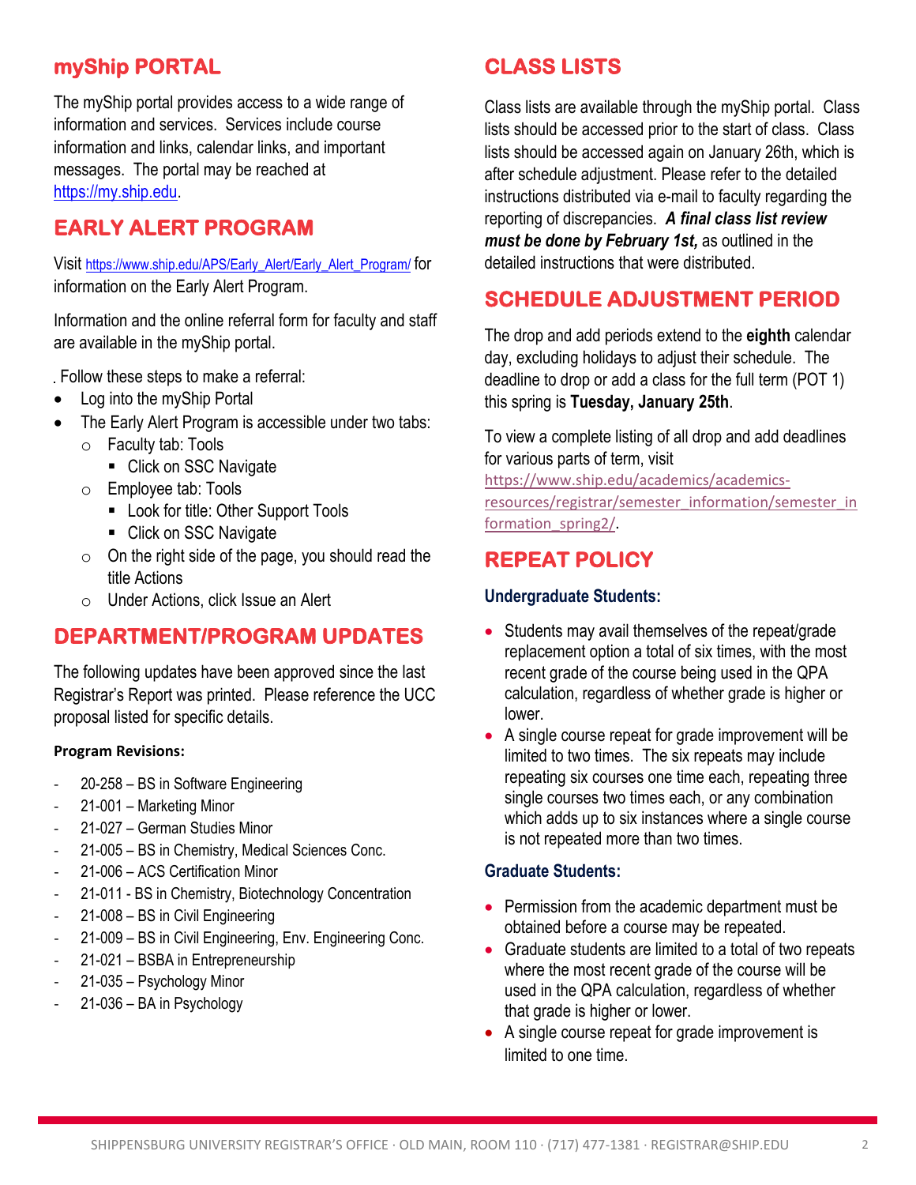## myShip PORTAL

The myShip portal provides access to a wide range of information and services. Services include course information and links, calendar links, and important messages. The portal may be reached at https://my.ship.edu.

## EARLY ALERT PROGRAM

Visit https://www.ship.edu/APS/Early_Alert/Early_Alert_Program/ for information on the Early Alert Program.

Information and the online referral form for faculty and staff are available in the myShip portal.

Follow these steps to make a referral:

- Log into the myShip Portal
- The Early Alert Program is accessible under two tabs:
  - Faculty tab: Tools
    - Click on SSC Navigate
  - Employee tab: Tools
    - Look for title: Other Support Tools
    - Click on SSC Navigate
  - On the right side of the page, you should read the title Actions
  - Under Actions, click Issue an Alert

## DEPARTMENT/PROGRAM UPDATES

The following updates have been approved since the last Registrar's Report was printed. Please reference the UCC proposal listed for specific details.

**Program Revisions:**

- 20-258 – BS in Software Engineering
- 21-001 – Marketing Minor
- 21-027 – German Studies Minor
- 21-005 – BS in Chemistry, Medical Sciences Conc.
- 21-006 – ACS Certification Minor
- 21-011 - BS in Chemistry, Biotechnology Concentration
- 21-008 – BS in Civil Engineering
- 21-009 – BS in Civil Engineering, Env. Engineering Conc.
- 21-021 – BSBA in Entrepreneurship
- 21-035 – Psychology Minor
- 21-036 – BA in Psychology

## CLASS LISTS

Class lists are available through the myShip portal. Class lists should be accessed prior to the start of class. Class lists should be accessed again on January 26th, which is after schedule adjustment. Please refer to the detailed instructions distributed via e-mail to faculty regarding the reporting of discrepancies. ***A final class list review must be done by February 1st,*** as outlined in the detailed instructions that were distributed.

## SCHEDULE ADJUSTMENT PERIOD

The drop and add periods extend to the **eighth** calendar day, excluding holidays to adjust their schedule. The deadline to drop or add a class for the full term (POT 1) this spring is **Tuesday, January 25th**.

To view a complete listing of all drop and add deadlines for various parts of term, visit https://www.ship.edu/academics/academics-resources/registrar/semester_information/semester_information_spring2/.

## REPEAT POLICY

### Undergraduate Students:

- Students may avail themselves of the repeat/grade replacement option a total of six times, with the most recent grade of the course being used in the QPA calculation, regardless of whether grade is higher or lower.
- A single course repeat for grade improvement will be limited to two times. The six repeats may include repeating six courses one time each, repeating three single courses two times each, or any combination which adds up to six instances where a single course is not repeated more than two times.

### Graduate Students:

- Permission from the academic department must be obtained before a course may be repeated.
- Graduate students are limited to a total of two repeats where the most recent grade of the course will be used in the QPA calculation, regardless of whether that grade is higher or lower.
- A single course repeat for grade improvement is limited to one time.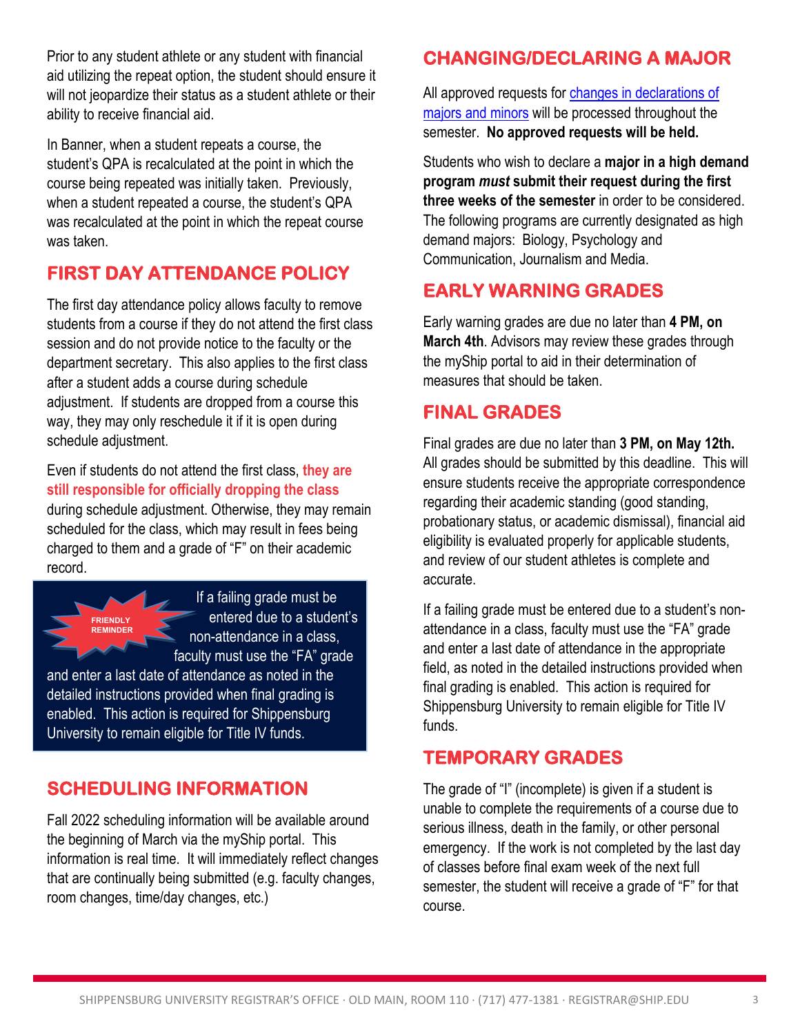Prior to any student athlete or any student with financial aid utilizing the repeat option, the student should ensure it will not jeopardize their status as a student athlete or their ability to receive financial aid.

In Banner, when a student repeats a course, the student's QPA is recalculated at the point in which the course being repeated was initially taken. Previously, when a student repeated a course, the student's QPA was recalculated at the point in which the repeat course was taken.

## FIRST DAY ATTENDANCE POLICY

The first day attendance policy allows faculty to remove students from a course if they do not attend the first class session and do not provide notice to the faculty or the department secretary. This also applies to the first class after a student adds a course during schedule adjustment. If students are dropped from a course this way, they may only reschedule it if it is open during schedule adjustment.

Even if students do not attend the first class, **they are still responsible for officially dropping the class** during schedule adjustment. Otherwise, they may remain scheduled for the class, which may result in fees being charged to them and a grade of "F" on their academic record.

**FRIENDLY REMINDER**

If a failing grade must be entered due to a student's non-attendance in a class, faculty must use the "FA" grade and enter a last date of attendance as noted in the detailed instructions provided when final grading is enabled. This action is required for Shippensburg University to remain eligible for Title IV funds.

## SCHEDULING INFORMATION

Fall 2022 scheduling information will be available around the beginning of March via the myShip portal. This information is real time. It will immediately reflect changes that are continually being submitted (e.g. faculty changes, room changes, time/day changes, etc.)

## CHANGING/DECLARING A MAJOR

All approved requests for changes in declarations of majors and minors will be processed throughout the semester. **No approved requests will be held.**

Students who wish to declare a **major in a high demand program *must* submit their request during the first three weeks of the semester** in order to be considered. The following programs are currently designated as high demand majors: Biology, Psychology and Communication, Journalism and Media.

## EARLY WARNING GRADES

Early warning grades are due no later than **4 PM, on March 4th**. Advisors may review these grades through the myShip portal to aid in their determination of measures that should be taken.

## FINAL GRADES

Final grades are due no later than **3 PM, on May 12th.** All grades should be submitted by this deadline. This will ensure students receive the appropriate correspondence regarding their academic standing (good standing, probationary status, or academic dismissal), financial aid eligibility is evaluated properly for applicable students, and review of our student athletes is complete and accurate.

If a failing grade must be entered due to a student's non-attendance in a class, faculty must use the "FA" grade and enter a last date of attendance in the appropriate field, as noted in the detailed instructions provided when final grading is enabled. This action is required for Shippensburg University to remain eligible for Title IV funds.

## TEMPORARY GRADES

The grade of "I" (incomplete) is given if a student is unable to complete the requirements of a course due to serious illness, death in the family, or other personal emergency. If the work is not completed by the last day of classes before final exam week of the next full semester, the student will receive a grade of "F" for that course.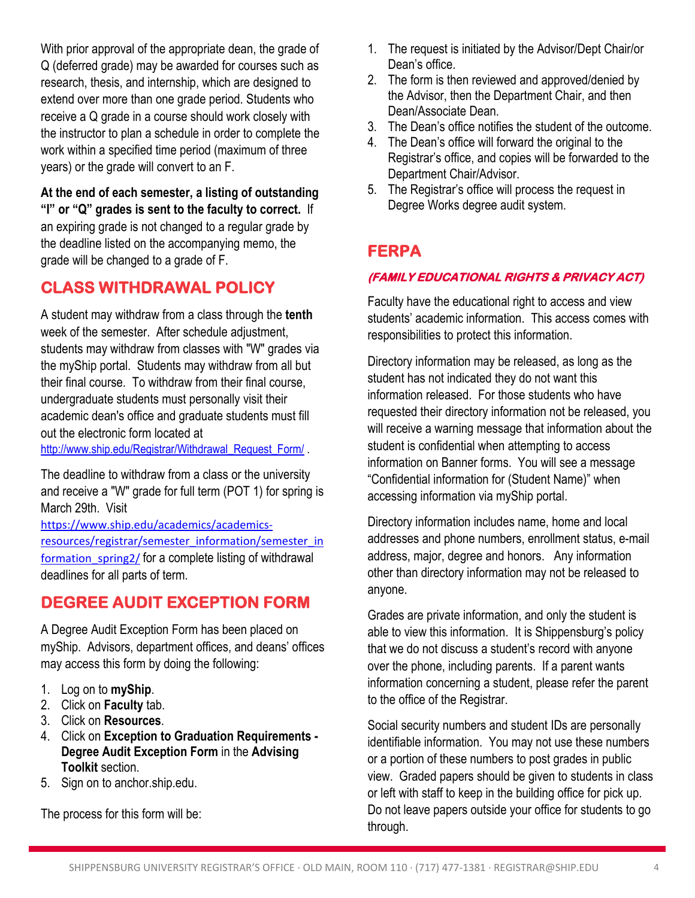With prior approval of the appropriate dean, the grade of Q (deferred grade) may be awarded for courses such as research, thesis, and internship, which are designed to extend over more than one grade period. Students who receive a Q grade in a course should work closely with the instructor to plan a schedule in order to complete the work within a specified time period (maximum of three years) or the grade will convert to an F.

**At the end of each semester, a listing of outstanding "I" or "Q" grades is sent to the faculty to correct.** If an expiring grade is not changed to a regular grade by the deadline listed on the accompanying memo, the grade will be changed to a grade of F.

## CLASS WITHDRAWAL POLICY

A student may withdraw from a class through the **tenth** week of the semester. After schedule adjustment, students may withdraw from classes with "W" grades via the myShip portal. Students may withdraw from all but their final course. To withdraw from their final course, undergraduate students must personally visit their academic dean's office and graduate students must fill out the electronic form located at http://www.ship.edu/Registrar/Withdrawal_Request_Form/ .

The deadline to withdraw from a class or the university and receive a "W" grade for full term (POT 1) for spring is March 29th. Visit https://www.ship.edu/academics/academics-resources/registrar/semester_information/semester_information_spring2/ for a complete listing of withdrawal deadlines for all parts of term.

## DEGREE AUDIT EXCEPTION FORM

A Degree Audit Exception Form has been placed on myShip. Advisors, department offices, and deans' offices may access this form by doing the following:

1. Log on to **myShip**.
2. Click on **Faculty** tab.
3. Click on **Resources**.
4. Click on **Exception to Graduation Requirements - Degree Audit Exception Form** in the **Advising Toolkit** section.
5. Sign on to anchor.ship.edu.

The process for this form will be:

1. The request is initiated by the Advisor/Dept Chair/or Dean's office.
2. The form is then reviewed and approved/denied by the Advisor, then the Department Chair, and then Dean/Associate Dean.
3. The Dean's office notifies the student of the outcome.
4. The Dean's office will forward the original to the Registrar's office, and copies will be forwarded to the Department Chair/Advisor.
5. The Registrar's office will process the request in Degree Works degree audit system.

## FERPA

### *(FAMILY EDUCATIONAL RIGHTS & PRIVACY ACT)*

Faculty have the educational right to access and view students' academic information. This access comes with responsibilities to protect this information.

Directory information may be released, as long as the student has not indicated they do not want this information released. For those students who have requested their directory information not be released, you will receive a warning message that information about the student is confidential when attempting to access information on Banner forms. You will see a message "Confidential information for (Student Name)" when accessing information via myShip portal.

Directory information includes name, home and local addresses and phone numbers, enrollment status, e-mail address, major, degree and honors. Any information other than directory information may not be released to anyone.

Grades are private information, and only the student is able to view this information. It is Shippensburg's policy that we do not discuss a student's record with anyone over the phone, including parents. If a parent wants information concerning a student, please refer the parent to the office of the Registrar.

Social security numbers and student IDs are personally identifiable information. You may not use these numbers or a portion of these numbers to post grades in public view. Graded papers should be given to students in class or left with staff to keep in the building office for pick up. Do not leave papers outside your office for students to go through.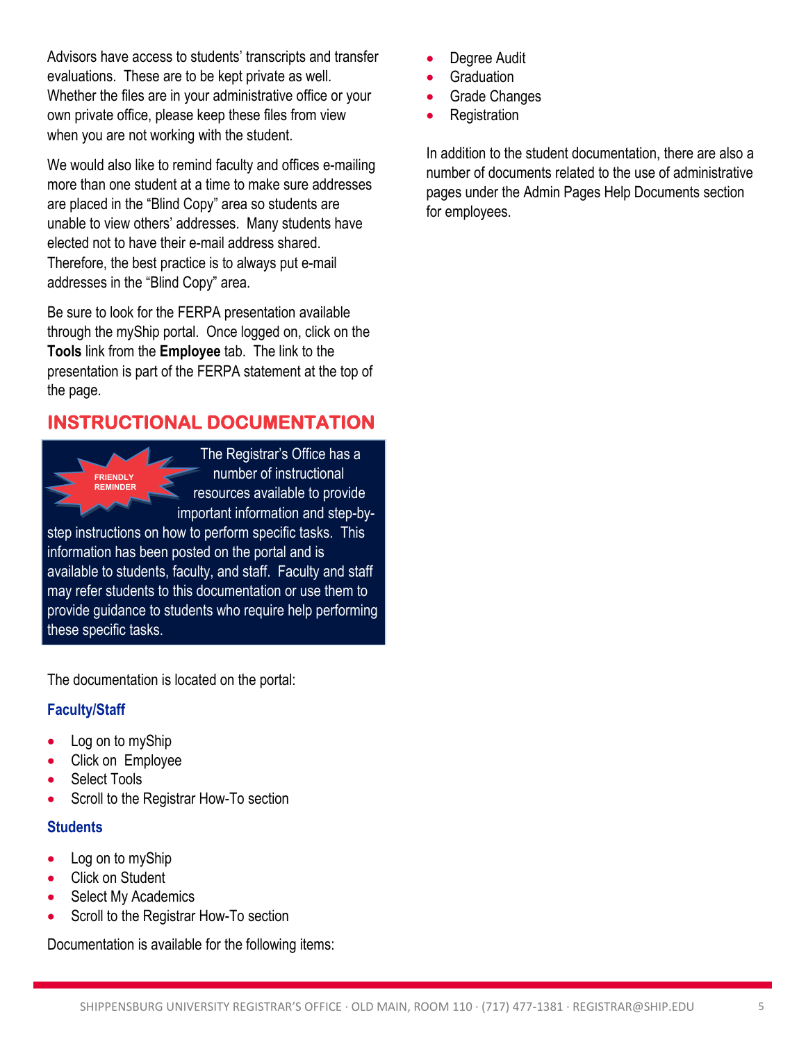Advisors have access to students' transcripts and transfer evaluations. These are to be kept private as well. Whether the files are in your administrative office or your own private office, please keep these files from view when you are not working with the student.

We would also like to remind faculty and offices e-mailing more than one student at a time to make sure addresses are placed in the "Blind Copy" area so students are unable to view others' addresses. Many students have elected not to have their e-mail address shared. Therefore, the best practice is to always put e-mail addresses in the "Blind Copy" area.

Be sure to look for the FERPA presentation available through the myShip portal. Once logged on, click on the **Tools** link from the **Employee** tab. The link to the presentation is part of the FERPA statement at the top of the page.

## INSTRUCTIONAL DOCUMENTATION

FRIENDLY REMINDER

The Registrar's Office has a number of instructional resources available to provide important information and step-by-step instructions on how to perform specific tasks. This information has been posted on the portal and is available to students, faculty, and staff. Faculty and staff may refer students to this documentation or use them to provide guidance to students who require help performing these specific tasks.

The documentation is located on the portal:

### Faculty/Staff

- Log on to myShip
- Click on Employee
- Select Tools
- Scroll to the Registrar How-To section

### Students

- Log on to myShip
- Click on Student
- Select My Academics
- Scroll to the Registrar How-To section

Documentation is available for the following items:

- Degree Audit
- Graduation
- Grade Changes
- Registration

In addition to the student documentation, there are also a number of documents related to the use of administrative pages under the Admin Pages Help Documents section for employees.